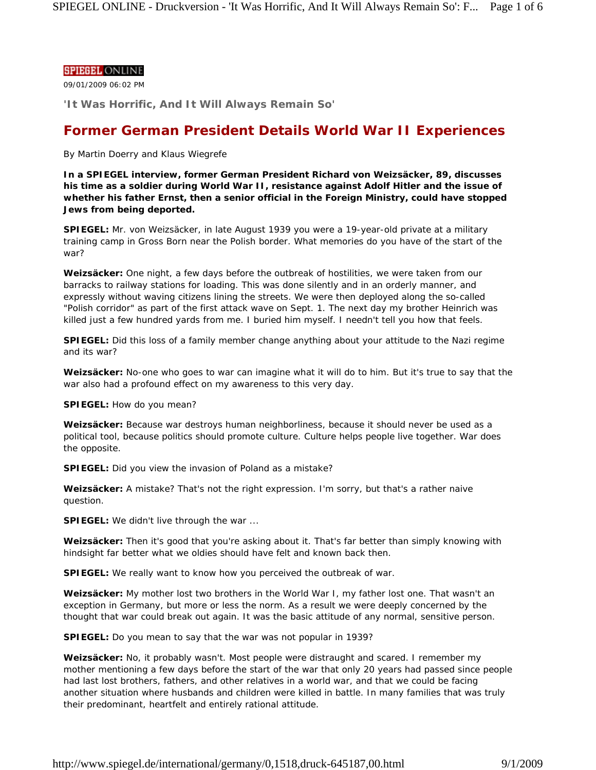SPIEGEL ONLINE

09/01/2009 06:02 PM

**'It Was Horrific, And It Will Always Remain So'**

# Former German President Details World War II Experiences

By Martin Doerry and Klaus Wiegrefe

**In a SPIEGEL interview, former German President Richard von Weizsäcker, 89, discusses his time as a soldier during World War II, resistance against Adolf Hitler and the issue of whether his father Ernst, then a senior official in the Foreign Ministry, could have stopped Jews from being deported.**

**SPIEGEL:** Mr. von Weizsäcker, in late August 1939 you were a 19-year-old private at a military training camp in Gross Born near the Polish border. What memories do you have of the start of the war?

**Weizsäcker:** One night, a few days before the outbreak of hostilities, we were taken from our barracks to railway stations for loading. This was done silently and in an orderly manner, and expressly without waving citizens lining the streets. We were then deployed along the so-called "Polish corridor" as part of the first attack wave on Sept. 1. The next day my brother Heinrich was killed just a few hundred yards from me. I buried him myself. I needn't tell you how that feels.

**SPIEGEL:** Did this loss of a family member change anything about your attitude to the Nazi regime and its war?

**Weizsäcker:** No-one who goes to war can imagine what it will do to him. But it's true to say that the war also had a profound effect on my awareness to this very day.

**SPIEGEL:** How do you mean?

**Weizsäcker:** Because war destroys human neighborliness, because it should never be used as a political tool, because politics should promote culture. Culture helps people live together. War does the opposite.

**SPIEGEL:** Did you view the invasion of Poland as a mistake?

**Weizsäcker:** A mistake? That's not the right expression. I'm sorry, but that's a rather naive question.

**SPIEGEL:** We didn't live through the war ...

**Weizsäcker:** Then it's good that you're asking about it. That's far better than simply knowing with hindsight far better what we oldies should have felt and known back then.

**SPIEGEL:** We really want to know how you perceived the outbreak of war.

**Weizsäcker:** My mother lost two brothers in the World War I, my father lost one. That wasn't an exception in Germany, but more or less the norm. As a result we were deeply concerned by the thought that war could break out again. It was the basic attitude of any normal, sensitive person.

**SPIEGEL:** Do you mean to say that the war was not popular in 1939?

**Weizsäcker:** No, it probably wasn't. Most people were distraught and scared. I remember my mother mentioning a few days before the start of the war that only 20 years had passed since people had last lost brothers, fathers, and other relatives in a world war, and that we could be facing another situation where husbands and children were killed in battle. In many families that was truly their predominant, heartfelt and entirely rational attitude.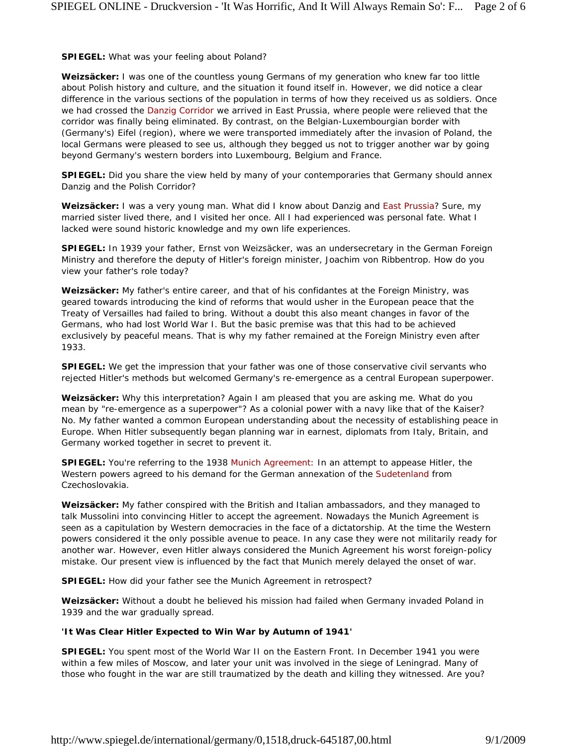**SPIEGEL:** What was your feeling about Poland?

**Weizsäcker:** I was one of the countless young Germans of my generation who knew far too little about Polish history and culture, and the situation it found itself in. However, we did notice a clear difference in the various sections of the population in terms of how they received us as soldiers. Once we had crossed the Danzig Corridor we arrived in East Prussia, where people were relieved that the corridor was finally being eliminated. By contrast, on the Belgian-Luxembourgian border with (Germany's) Eifel (region), where we were transported immediately after the invasion of Poland, the local Germans were pleased to see us, although they begged us not to trigger another war by going beyond Germany's western borders into Luxembourg, Belgium and France.

**SPIEGEL:** Did you share the view held by many of your contemporaries that Germany should annex Danzig and the Polish Corridor?

**Weizsäcker:** I was a very young man. What did I know about Danzig and East Prussia? Sure, my married sister lived there, and I visited her once. All I had experienced was personal fate. What I lacked were sound historic knowledge and my own life experiences.

**SPIEGEL:** In 1939 your father, Ernst von Weizsäcker, was an undersecretary in the German Foreign Ministry and therefore the deputy of Hitler's foreign minister, Joachim von Ribbentrop. How do you view your father's role today?

**Weizsäcker:** My father's entire career, and that of his confidantes at the Foreign Ministry, was geared towards introducing the kind of reforms that would usher in the European peace that the Treaty of Versailles had failed to bring. Without a doubt this also meant changes in favor of the Germans, who had lost World War I. But the basic premise was that this had to be achieved exclusively by peaceful means. That is why my father remained at the Foreign Ministry even after 1933.

**SPIEGEL:** We get the impression that your father was one of those conservative civil servants who rejected Hitler's methods but welcomed Germany's re-emergence as a central European superpower.

**Weizsäcker:** Why this interpretation? Again I am pleased that you are asking me. What do you mean by "re-emergence as a superpower"? As a colonial power with a navy like that of the Kaiser? No. My father wanted a common European understanding about the necessity of establishing peace in Europe. When Hitler subsequently began planning war in earnest, diplomats from Italy, Britain, and Germany worked together in secret to prevent it.

**SPIEGEL:** You're referring to the 1938 Munich Agreement: In an attempt to appease Hitler, the Western powers agreed to his demand for the German annexation of the Sudetenland from Czechoslovakia.

**Weizsäcker:** My father conspired with the British and Italian ambassadors, and they managed to talk Mussolini into convincing Hitler to accept the agreement. Nowadays the Munich Agreement is seen as a capitulation by Western democracies in the face of a dictatorship. At the time the Western powers considered it the only possible avenue to peace. In any case they were not militarily ready for another war. However, even Hitler always considered the Munich Agreement his worst foreign-policy mistake. Our present view is influenced by the fact that Munich merely delayed the onset of war.

**SPIEGEL:** How did your father see the Munich Agreement in retrospect?

**Weizsäcker:** Without a doubt he believed his mission had failed when Germany invaded Poland in 1939 and the war gradually spread.

### 'It Was Clear Hitler Expected to Win War by Autumn of 1941'

**SPIEGEL:** You spent most of the World War II on the Eastern Front. In December 1941 you were within a few miles of Moscow, and later your unit was involved in the siege of Leningrad. Many of those who fought in the war are still traumatized by the death and killing they witnessed. Are you?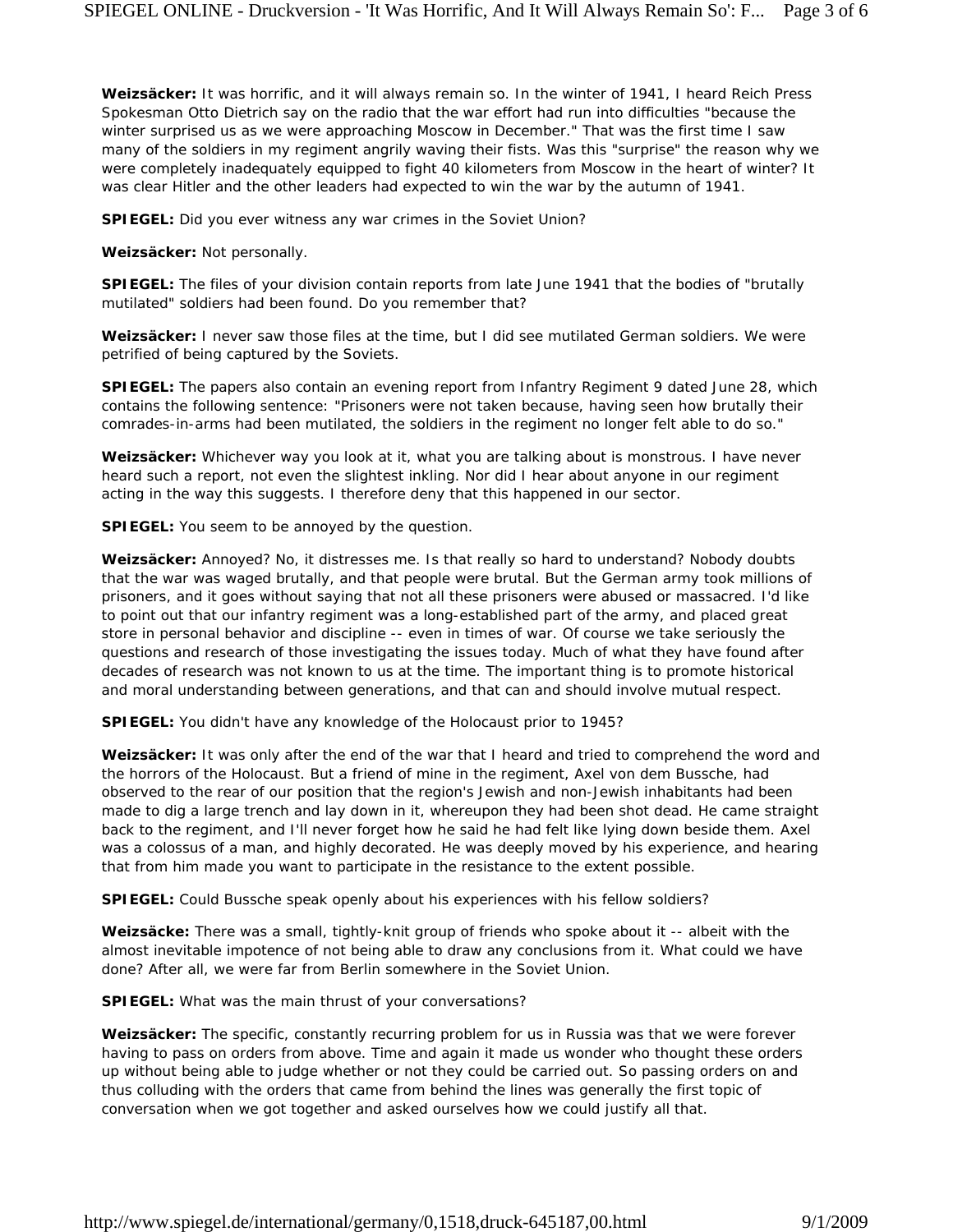**Weizsäcker:** It was horrific, and it will always remain so. In the winter of 1941, I heard Reich Press Spokesman Otto Dietrich say on the radio that the war effort had run into difficulties "because the winter surprised us as we were approaching Moscow in December." That was the first time I saw many of the soldiers in my regiment angrily waving their fists. Was this "surprise" the reason why we were completely inadequately equipped to fight 40 kilometers from Moscow in the heart of winter? It was clear Hitler and the other leaders had expected to win the war by the autumn of 1941.

**SPIEGEL:** Did you ever witness any war crimes in the Soviet Union?

**Weizsäcker:** Not personally.

**SPIEGEL:** The files of your division contain reports from late June 1941 that the bodies of "brutally mutilated" soldiers had been found. Do you remember that?

**Weizsäcker:** I never saw those files at the time, but I did see mutilated German soldiers. We were petrified of being captured by the Soviets.

**SPIEGEL:** The papers also contain an evening report from Infantry Regiment 9 dated June 28, which contains the following sentence: "Prisoners were not taken because, having seen how brutally their comrades-in-arms had been mutilated, the soldiers in the regiment no longer felt able to do so."

**Weizsäcker:** Whichever way you look at it, what you are talking about is monstrous. I have never heard such a report, not even the slightest inkling. Nor did I hear about anyone in our regiment acting in the way this suggests. I therefore deny that this happened in our sector.

**SPIEGEL:** You seem to be annoyed by the question.

**Weizsäcker:** Annoyed? No, it distresses me. Is that really so hard to understand? Nobody doubts that the war was waged brutally, and that people were brutal. But the German army took millions of prisoners, and it goes without saying that not all these prisoners were abused or massacred. I'd like to point out that our infantry regiment was a long-established part of the army, and placed great store in personal behavior and discipline -- even in times of war. Of course we take seriously the questions and research of those investigating the issues today. Much of what they have found after decades of research was not known to us at the time. The important thing is to promote historical and moral understanding between generations, and that can and should involve mutual respect.

**SPIEGEL:** You didn't have any knowledge of the Holocaust prior to 1945?

**Weizsäcker:** It was only after the end of the war that I heard and tried to comprehend the word and the horrors of the Holocaust. But a friend of mine in the regiment, Axel von dem Bussche, had observed to the rear of our position that the region's Jewish and non-Jewish inhabitants had been made to dig a large trench and lay down in it, whereupon they had been shot dead. He came straight back to the regiment, and I'll never forget how he said he had felt like lying down beside them. Axel was a colossus of a man, and highly decorated. He was deeply moved by his experience, and hearing that from him made you want to participate in the resistance to the extent possible.

**SPIEGEL:** Could Bussche speak openly about his experiences with his fellow soldiers?

**Weizsäcke:** There was a small, tightly-knit group of friends who spoke about it -- albeit with the almost inevitable impotence of not being able to draw any conclusions from it. What could we have done? After all, we were far from Berlin somewhere in the Soviet Union.

**SPIEGEL:** What was the main thrust of your conversations?

**Weizsäcker:** The specific, constantly recurring problem for us in Russia was that we were forever having to pass on orders from above. Time and again it made us wonder who thought these orders up without being able to judge whether or not they could be carried out. So passing orders on and thus colluding with the orders that came from behind the lines was generally the first topic of conversation when we got together and asked ourselves how we could justify all that.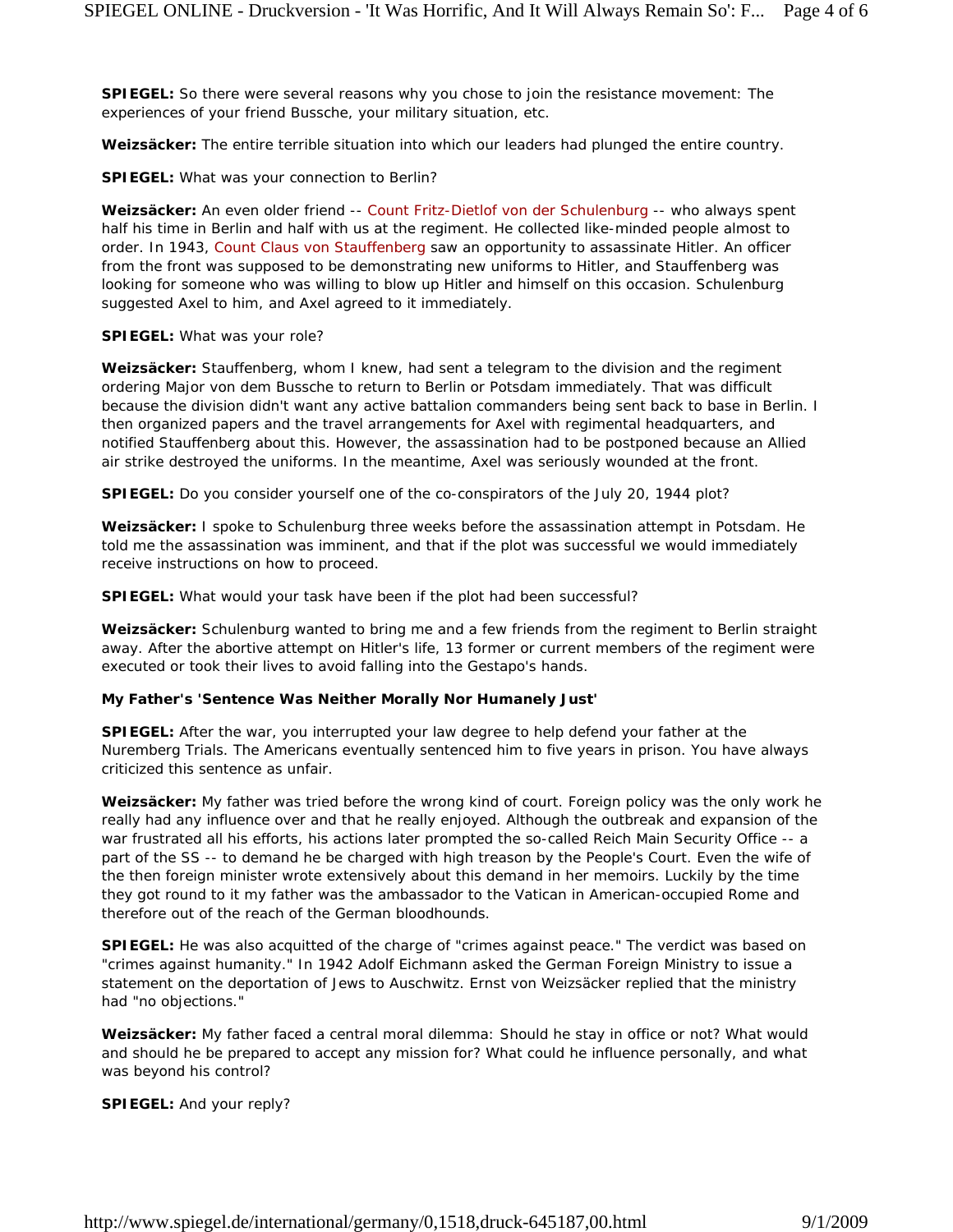**SPIEGEL:** So there were several reasons why you chose to join the resistance movement: The experiences of your friend Bussche, your military situation, etc.

**Weizsäcker:** The entire terrible situation into which our leaders had plunged the entire country.

**SPIEGEL:** What was your connection to Berlin?

**Weizsäcker:** An even older friend -- Count Fritz-Dietlof von der Schulenburg -- who always spent half his time in Berlin and half with us at the regiment. He collected like-minded people almost to order. In 1943, Count Claus von Stauffenberg saw an opportunity to assassinate Hitler. An officer from the front was supposed to be demonstrating new uniforms to Hitler, and Stauffenberg was looking for someone who was willing to blow up Hitler and himself on this occasion. Schulenburg suggested Axel to him, and Axel agreed to it immediately.

**SPIEGEL:** What was your role?

**Weizsäcker:** Stauffenberg, whom I knew, had sent a telegram to the division and the regiment ordering Major von dem Bussche to return to Berlin or Potsdam immediately. That was difficult because the division didn't want any active battalion commanders being sent back to base in Berlin. I then organized papers and the travel arrangements for Axel with regimental headquarters, and notified Stauffenberg about this. However, the assassination had to be postponed because an Allied air strike destroyed the uniforms. In the meantime, Axel was seriously wounded at the front.

**SPIEGEL:** Do you consider yourself one of the co-conspirators of the July 20, 1944 plot?

**Weizsäcker:** I spoke to Schulenburg three weeks before the assassination attempt in Potsdam. He told me the assassination was imminent, and that if the plot was successful we would immediately receive instructions on how to proceed.

**SPIEGEL:** What would your task have been if the plot had been successful?

**Weizsäcker:** Schulenburg wanted to bring me and a few friends from the regiment to Berlin straight away. After the abortive attempt on Hitler's life, 13 former or current members of the regiment were executed or took their lives to avoid falling into the Gestapo's hands.

**My Father's 'Sentence Was Neither Morally Nor Humanely Just'**

**SPIEGEL:** After the war, you interrupted your law degree to help defend your father at the Nuremberg Trials. The Americans eventually sentenced him to five years in prison. You have always criticized this sentence as unfair.

**Weizsäcker:** My father was tried before the wrong kind of court. Foreign policy was the only work he really had any influence over and that he really enjoyed. Although the outbreak and expansion of the war frustrated all his efforts, his actions later prompted the so-called Reich Main Security Office -- a part of the SS -- to demand he be charged with high treason by the People's Court. Even the wife of the then foreign minister wrote extensively about this demand in her memoirs. Luckily by the time they got round to it my father was the ambassador to the Vatican in American-occupied Rome and therefore out of the reach of the German bloodhounds.

**SPIEGEL:** He was also acquitted of the charge of "crimes against peace." The verdict was based on "crimes against humanity." In 1942 Adolf Eichmann asked the German Foreign Ministry to issue a statement on the deportation of Jews to Auschwitz. Ernst von Weizsäcker replied that the ministry had "no objections."

**Weizsäcker:** My father faced a central moral dilemma: Should he stay in office or not? What would and should he be prepared to accept any mission for? What could he influence personally, and what was beyond his control?

**SPIEGEL:** And your reply?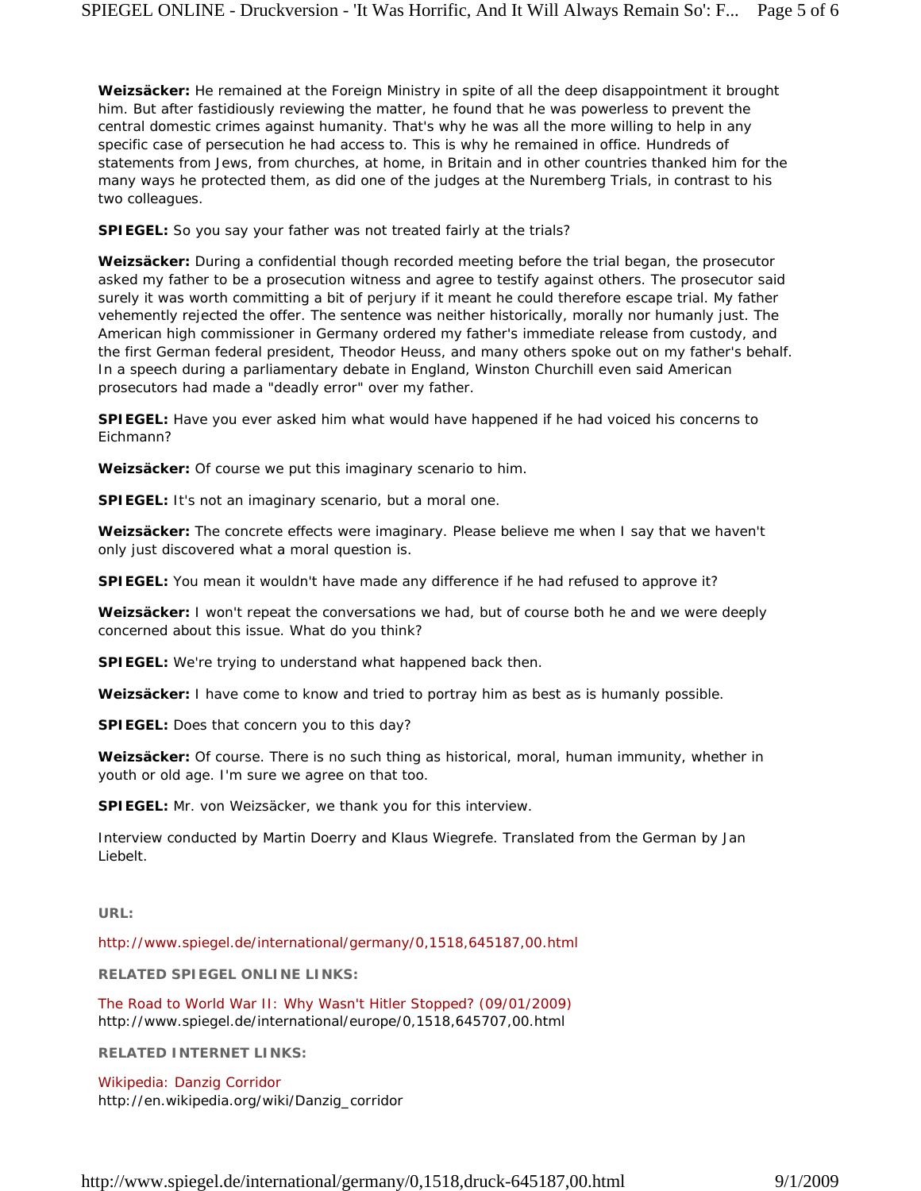**Weizsäcker:** He remained at the Foreign Ministry in spite of all the deep disappointment it brought him. But after fastidiously reviewing the matter, he found that he was powerless to prevent the central domestic crimes against humanity. That's why he was all the more willing to help in any specific case of persecution he had access to. This is why he remained in office. Hundreds of statements from Jews, from churches, at home, in Britain and in other countries thanked him for the many ways he protected them, as did one of the judges at the Nuremberg Trials, in contrast to his two colleagues.

**SPIEGEL:** So you say your father was not treated fairly at the trials?

**Weizsäcker:** During a confidential though recorded meeting before the trial began, the prosecutor asked my father to be a prosecution witness and agree to testify against others. The prosecutor said surely it was worth committing a bit of perjury if it meant he could therefore escape trial. My father vehemently rejected the offer. The sentence was neither historically, morally nor humanly just. The American high commissioner in Germany ordered my father's immediate release from custody, and the first German federal president, Theodor Heuss, and many others spoke out on my father's behalf. In a speech during a parliamentary debate in England, Winston Churchill even said American prosecutors had made a "deadly error" over my father.

**SPIEGEL:** Have you ever asked him what would have happened if he had voiced his concerns to Eichmann?

**Weizsäcker:** Of course we put this imaginary scenario to him.

**SPIEGEL:** It's not an imaginary scenario, but a moral one.

**Weizsäcker:** The concrete effects were imaginary. Please believe me when I say that we haven't only just discovered what a moral question is.

**SPIEGEL:** You mean it wouldn't have made any difference if he had refused to approve it?

**Weizsäcker:** I won't repeat the conversations we had, but of course both he and we were deeply concerned about this issue. What do you think?

**SPIEGEL:** We're trying to understand what happened back then.

**Weizsäcker:** I have come to know and tried to portray him as best as is humanly possible.

**SPIEGEL:** Does that concern you to this day?

**Weizsäcker:** Of course. There is no such thing as historical, moral, human immunity, whether in youth or old age. I'm sure we agree on that too.

**SPIEGEL:** Mr. von Weizsäcker, we thank you for this interview.

Interview conducted by Martin Doerry and Klaus Wiegrefe. Translated from the German by Jan Liebelt.

**URL:**

http://www.spiegel.de/international/germany/0,1518,645187,00.html

**RELATED SPIEGEL ONLINE LINKS:**

The Road to World War II: Why Wasn't Hitler Stopped? (09/01/2009)
http://www.spiegel.de/international/europe/0,1518,645707,00.html

**RELATED INTERNET LINKS:**

Wikipedia: Danzig Corridor
http://en.wikipedia.org/wiki/Danzig_corridor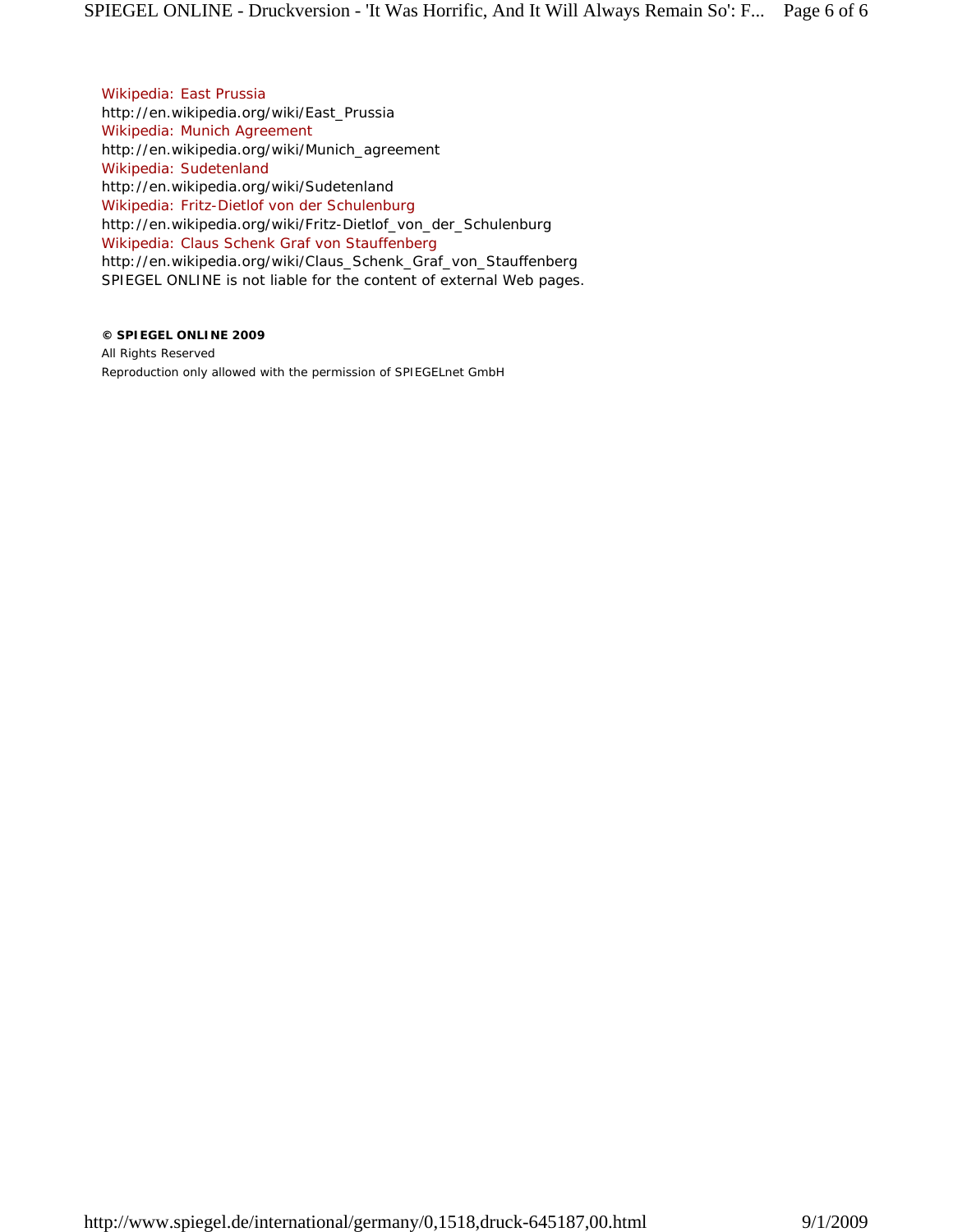Wikipedia: East Prussia
http://en.wikipedia.org/wiki/East_Prussia
Wikipedia: Munich Agreement
http://en.wikipedia.org/wiki/Munich_agreement
Wikipedia: Sudetenland
http://en.wikipedia.org/wiki/Sudetenland
Wikipedia: Fritz-Dietlof von der Schulenburg
http://en.wikipedia.org/wiki/Fritz-Dietlof_von_der_Schulenburg
Wikipedia: Claus Schenk Graf von Stauffenberg
http://en.wikipedia.org/wiki/Claus_Schenk_Graf_von_Stauffenberg
SPIEGEL ONLINE is not liable for the content of external Web pages.

**© SPIEGEL ONLINE 2009**
All Rights Reserved
Reproduction only allowed with the permission of SPIEGELnet GmbH